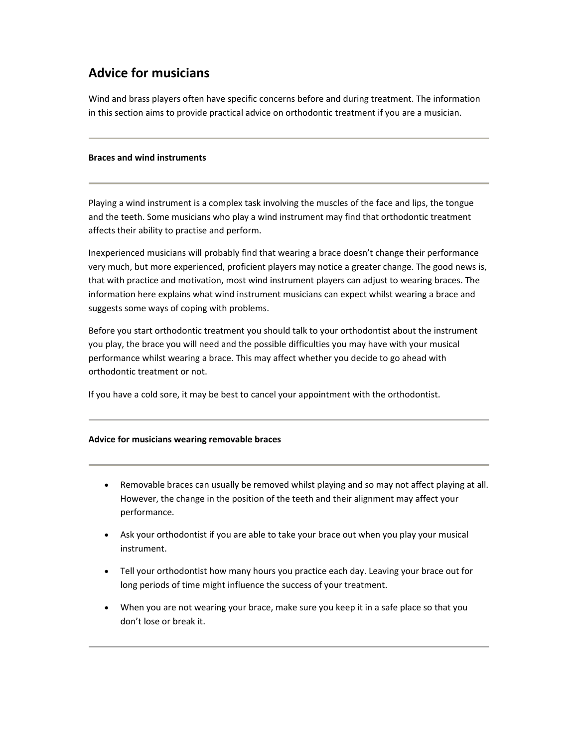# Advice for musicians

Wind and brass players often have specific concerns before and during treatment. The information in this section aims to provide practical advice on orthodontic treatment if you are a musician.

---

**Braces and wind instruments**

---

Playing a wind instrument is a complex task involving the muscles of the face and lips, the tongue and the teeth. Some musicians who play a wind instrument may find that orthodontic treatment affects their ability to practise and perform.

Inexperienced musicians will probably find that wearing a brace doesn't change their performance very much, but more experienced, proficient players may notice a greater change. The good news is, that with practice and motivation, most wind instrument players can adjust to wearing braces. The information here explains what wind instrument musicians can expect whilst wearing a brace and suggests some ways of coping with problems.

Before you start orthodontic treatment you should talk to your orthodontist about the instrument you play, the brace you will need and the possible difficulties you may have with your musical performance whilst wearing a brace. This may affect whether you decide to go ahead with orthodontic treatment or not.

If you have a cold sore, it may be best to cancel your appointment with the orthodontist.

---

**Advice for musicians wearing removable braces**

---

- Removable braces can usually be removed whilst playing and so may not affect playing at all. However, the change in the position of the teeth and their alignment may affect your performance.
- Ask your orthodontist if you are able to take your brace out when you play your musical instrument.
- Tell your orthodontist how many hours you practice each day. Leaving your brace out for long periods of time might influence the success of your treatment.
- When you are not wearing your brace, make sure you keep it in a safe place so that you don't lose or break it.

---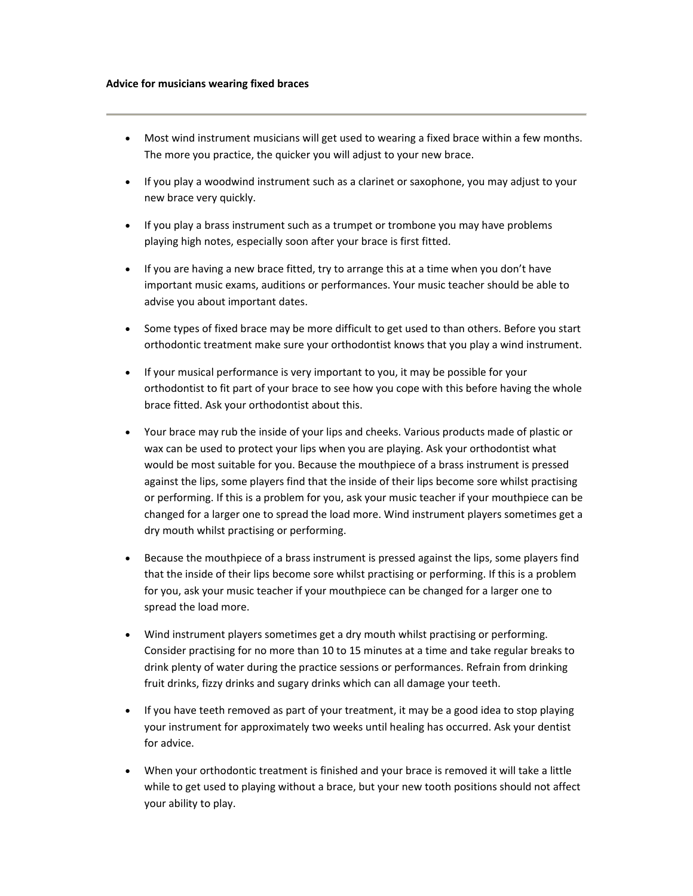**Advice for musicians wearing fixed braces**

---

- Most wind instrument musicians will get used to wearing a fixed brace within a few months. The more you practice, the quicker you will adjust to your new brace.
- If you play a woodwind instrument such as a clarinet or saxophone, you may adjust to your new brace very quickly.
- If you play a brass instrument such as a trumpet or trombone you may have problems playing high notes, especially soon after your brace is first fitted.
- If you are having a new brace fitted, try to arrange this at a time when you don't have important music exams, auditions or performances. Your music teacher should be able to advise you about important dates.
- Some types of fixed brace may be more difficult to get used to than others. Before you start orthodontic treatment make sure your orthodontist knows that you play a wind instrument.
- If your musical performance is very important to you, it may be possible for your orthodontist to fit part of your brace to see how you cope with this before having the whole brace fitted. Ask your orthodontist about this.
- Your brace may rub the inside of your lips and cheeks. Various products made of plastic or wax can be used to protect your lips when you are playing. Ask your orthodontist what would be most suitable for you. Because the mouthpiece of a brass instrument is pressed against the lips, some players find that the inside of their lips become sore whilst practising or performing. If this is a problem for you, ask your music teacher if your mouthpiece can be changed for a larger one to spread the load more. Wind instrument players sometimes get a dry mouth whilst practising or performing.
- Because the mouthpiece of a brass instrument is pressed against the lips, some players find that the inside of their lips become sore whilst practising or performing. If this is a problem for you, ask your music teacher if your mouthpiece can be changed for a larger one to spread the load more.
- Wind instrument players sometimes get a dry mouth whilst practising or performing. Consider practising for no more than 10 to 15 minutes at a time and take regular breaks to drink plenty of water during the practice sessions or performances. Refrain from drinking fruit drinks, fizzy drinks and sugary drinks which can all damage your teeth.
- If you have teeth removed as part of your treatment, it may be a good idea to stop playing your instrument for approximately two weeks until healing has occurred. Ask your dentist for advice.
- When your orthodontic treatment is finished and your brace is removed it will take a little while to get used to playing without a brace, but your new tooth positions should not affect your ability to play.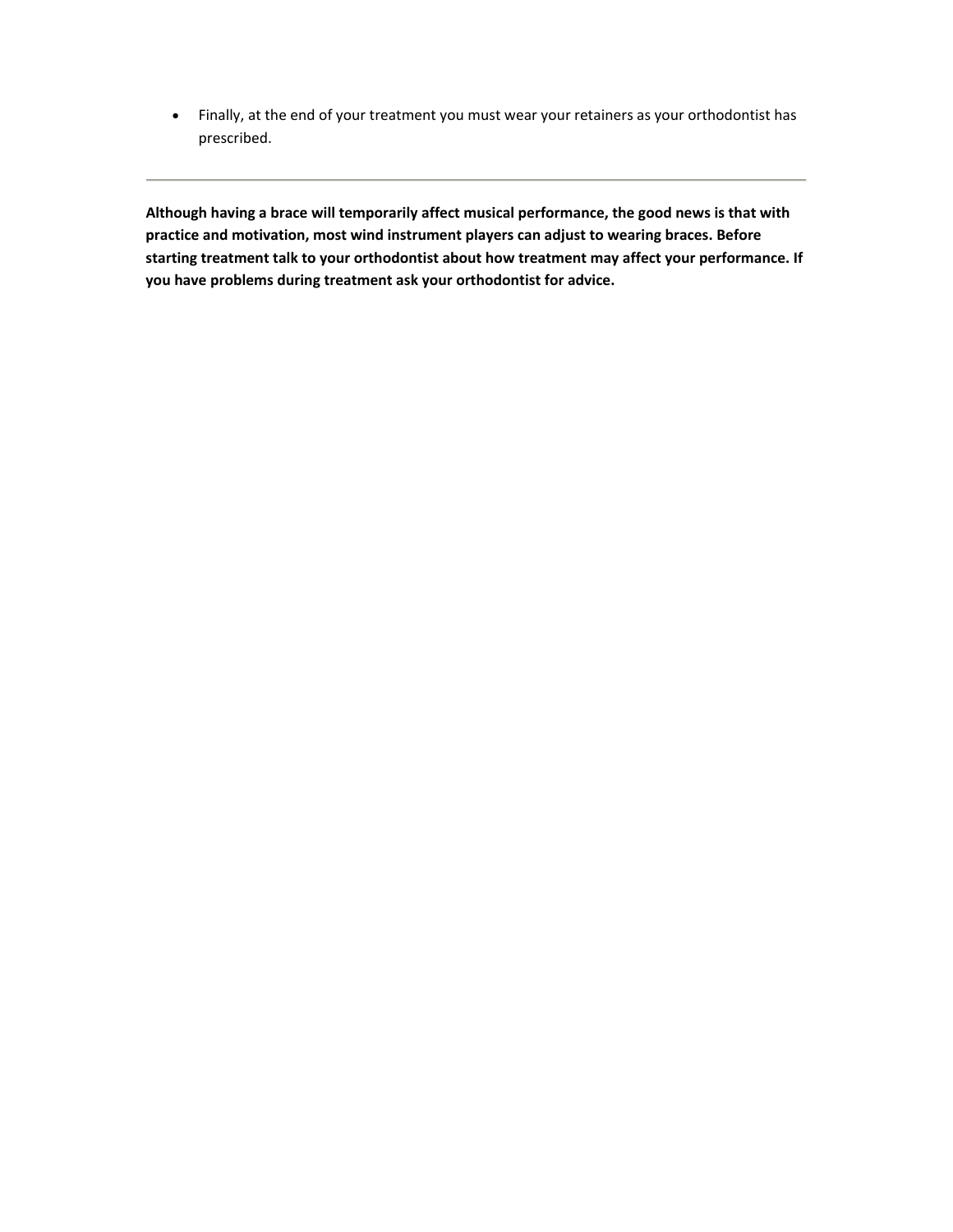- Finally, at the end of your treatment you must wear your retainers as your orthodontist has prescribed.

---

**Although having a brace will temporarily affect musical performance, the good news is that with practice and motivation, most wind instrument players can adjust to wearing braces. Before starting treatment talk to your orthodontist about how treatment may affect your performance. If you have problems during treatment ask your orthodontist for advice.**